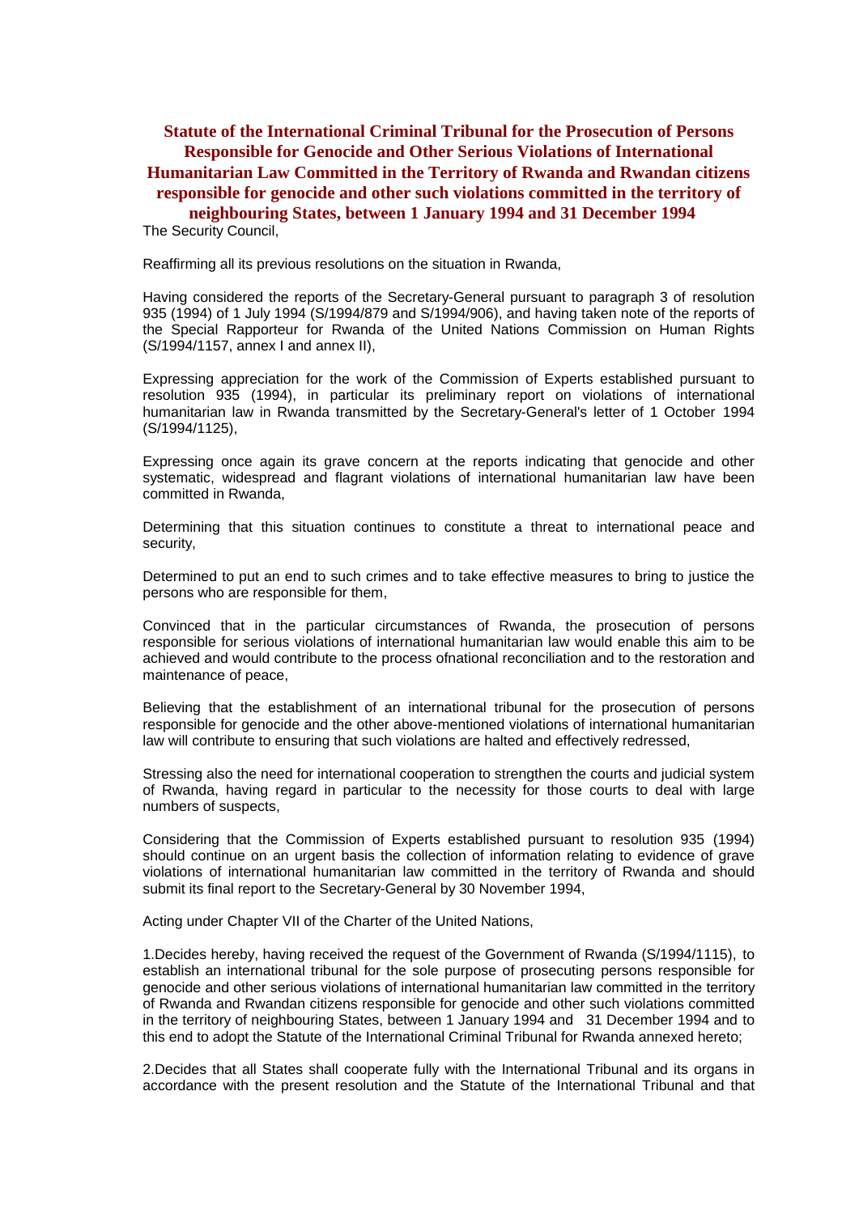# Statute of the International Criminal Tribunal for the Prosecution of Persons Responsible for Genocide and Other Serious Violations of International Humanitarian Law Committed in the Territory of Rwanda and Rwandan citizens responsible for genocide and other such violations committed in the territory of neighbouring States, between 1 January 1994 and 31 December 1994

The Security Council,

Reaffirming all its previous resolutions on the situation in Rwanda,

Having considered the reports of the Secretary-General pursuant to paragraph 3 of resolution 935 (1994) of 1 July 1994 (S/1994/879 and S/1994/906), and having taken note of the reports of the Special Rapporteur for Rwanda of the United Nations Commission on Human Rights (S/1994/1157, annex I and annex II),

Expressing appreciation for the work of the Commission of Experts established pursuant to resolution 935 (1994), in particular its preliminary report on violations of international humanitarian law in Rwanda transmitted by the Secretary-General's letter of 1 October 1994 (S/1994/1125),

Expressing once again its grave concern at the reports indicating that genocide and other systematic, widespread and flagrant violations of international humanitarian law have been committed in Rwanda,

Determining that this situation continues to constitute a threat to international peace and security,

Determined to put an end to such crimes and to take effective measures to bring to justice the persons who are responsible for them,

Convinced that in the particular circumstances of Rwanda, the prosecution of persons responsible for serious violations of international humanitarian law would enable this aim to be achieved and would contribute to the process ofnational reconciliation and to the restoration and maintenance of peace,

Believing that the establishment of an international tribunal for the prosecution of persons responsible for genocide and the other above-mentioned violations of international humanitarian law will contribute to ensuring that such violations are halted and effectively redressed,

Stressing also the need for international cooperation to strengthen the courts and judicial system of Rwanda, having regard in particular to the necessity for those courts to deal with large numbers of suspects,

Considering that the Commission of Experts established pursuant to resolution 935 (1994) should continue on an urgent basis the collection of information relating to evidence of grave violations of international humanitarian law committed in the territory of Rwanda and should submit its final report to the Secretary-General by 30 November 1994,

Acting under Chapter VII of the Charter of the United Nations,

1.Decides hereby, having received the request of the Government of Rwanda (S/1994/1115), to establish an international tribunal for the sole purpose of prosecuting persons responsible for genocide and other serious violations of international humanitarian law committed in the territory of Rwanda and Rwandan citizens responsible for genocide and other such violations committed in the territory of neighbouring States, between 1 January 1994 and 31 December 1994 and to this end to adopt the Statute of the International Criminal Tribunal for Rwanda annexed hereto;

2.Decides that all States shall cooperate fully with the International Tribunal and its organs in accordance with the present resolution and the Statute of the International Tribunal and that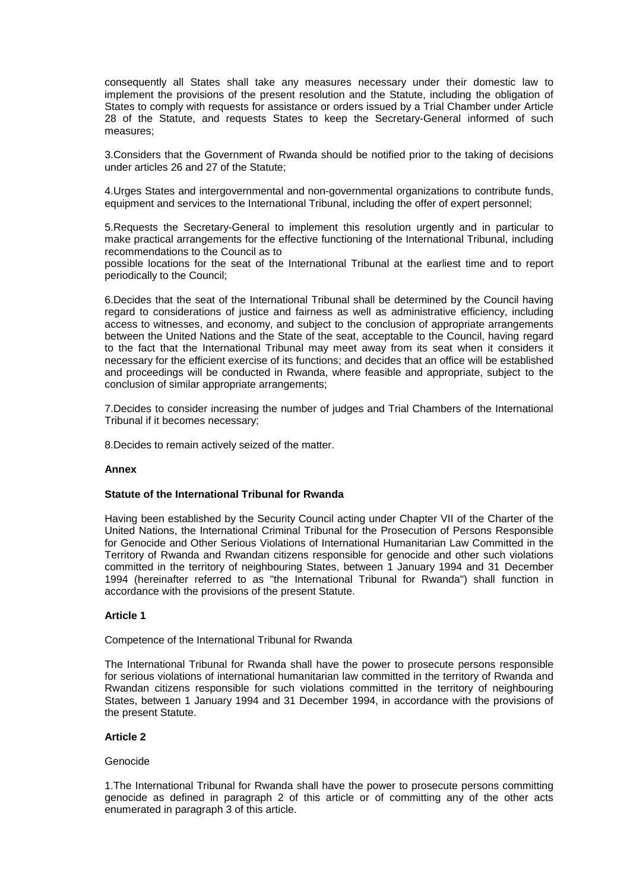consequently all States shall take any measures necessary under their domestic law to implement the provisions of the present resolution and the Statute, including the obligation of States to comply with requests for assistance or orders issued by a Trial Chamber under Article 28 of the Statute, and requests States to keep the Secretary-General informed of such measures;

3.Considers that the Government of Rwanda should be notified prior to the taking of decisions under articles 26 and 27 of the Statute;

4.Urges States and intergovernmental and non-governmental organizations to contribute funds, equipment and services to the International Tribunal, including the offer of expert personnel;

5.Requests the Secretary-General to implement this resolution urgently and in particular to make practical arrangements for the effective functioning of the International Tribunal, including recommendations to the Council as to

possible locations for the seat of the International Tribunal at the earliest time and to report periodically to the Council;

6.Decides that the seat of the International Tribunal shall be determined by the Council having regard to considerations of justice and fairness as well as administrative efficiency, including access to witnesses, and economy, and subject to the conclusion of appropriate arrangements between the United Nations and the State of the seat, acceptable to the Council, having regard to the fact that the International Tribunal may meet away from its seat when it considers it necessary for the efficient exercise of its functions; and decides that an office will be established and proceedings will be conducted in Rwanda, where feasible and appropriate, subject to the conclusion of similar appropriate arrangements;

7.Decides to consider increasing the number of judges and Trial Chambers of the International Tribunal if it becomes necessary;

8.Decides to remain actively seized of the matter.

**Annex**

**Statute of the International Tribunal for Rwanda**

Having been established by the Security Council acting under Chapter VII of the Charter of the United Nations, the International Criminal Tribunal for the Prosecution of Persons Responsible for Genocide and Other Serious Violations of International Humanitarian Law Committed in the Territory of Rwanda and Rwandan citizens responsible for genocide and other such violations committed in the territory of neighbouring States, between 1 January 1994 and 31 December 1994 (hereinafter referred to as "the International Tribunal for Rwanda") shall function in accordance with the provisions of the present Statute.

**Article 1**

Competence of the International Tribunal for Rwanda

The International Tribunal for Rwanda shall have the power to prosecute persons responsible for serious violations of international humanitarian law committed in the territory of Rwanda and Rwandan citizens responsible for such violations committed in the territory of neighbouring States, between 1 January 1994 and 31 December 1994, in accordance with the provisions of the present Statute.

**Article 2**

Genocide

1.The International Tribunal for Rwanda shall have the power to prosecute persons committing genocide as defined in paragraph 2 of this article or of committing any of the other acts enumerated in paragraph 3 of this article.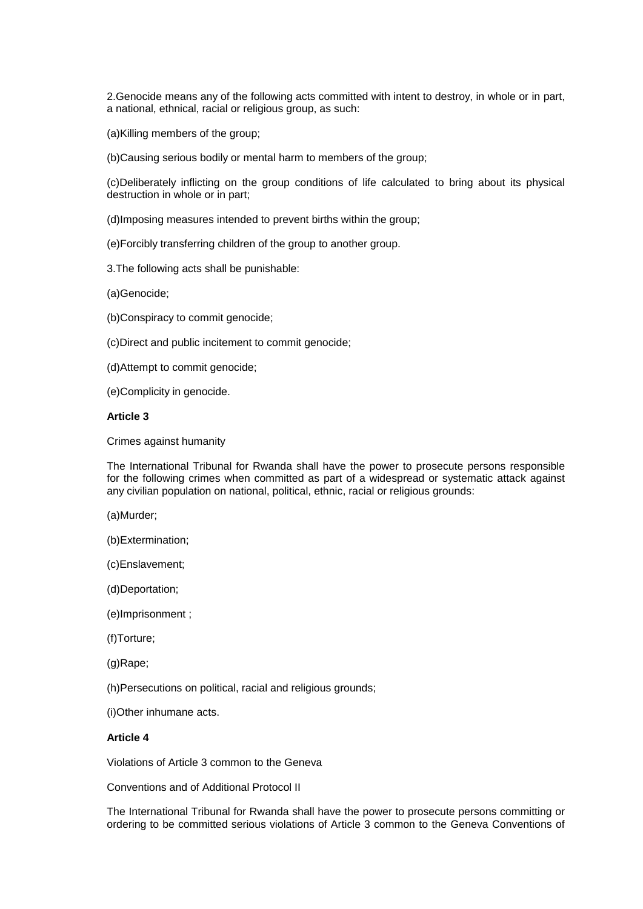2.Genocide means any of the following acts committed with intent to destroy, in whole or in part, a national, ethnical, racial or religious group, as such:

(a)Killing members of the group;

(b)Causing serious bodily or mental harm to members of the group;

(c)Deliberately inflicting on the group conditions of life calculated to bring about its physical destruction in whole or in part;

(d)Imposing measures intended to prevent births within the group;

(e)Forcibly transferring children of the group to another group.

3.The following acts shall be punishable:

(a)Genocide;

(b)Conspiracy to commit genocide;

(c)Direct and public incitement to commit genocide;

(d)Attempt to commit genocide;

(e)Complicity in genocide.

**Article 3**

Crimes against humanity

The International Tribunal for Rwanda shall have the power to prosecute persons responsible for the following crimes when committed as part of a widespread or systematic attack against any civilian population on national, political, ethnic, racial or religious grounds:

(a)Murder;

(b)Extermination;

(c)Enslavement;

(d)Deportation;

(e)Imprisonment ;

(f)Torture;

(g)Rape;

(h)Persecutions on political, racial and religious grounds;

(i)Other inhumane acts.

**Article 4**

Violations of Article 3 common to the Geneva

Conventions and of Additional Protocol II

The International Tribunal for Rwanda shall have the power to prosecute persons committing or ordering to be committed serious violations of Article 3 common to the Geneva Conventions of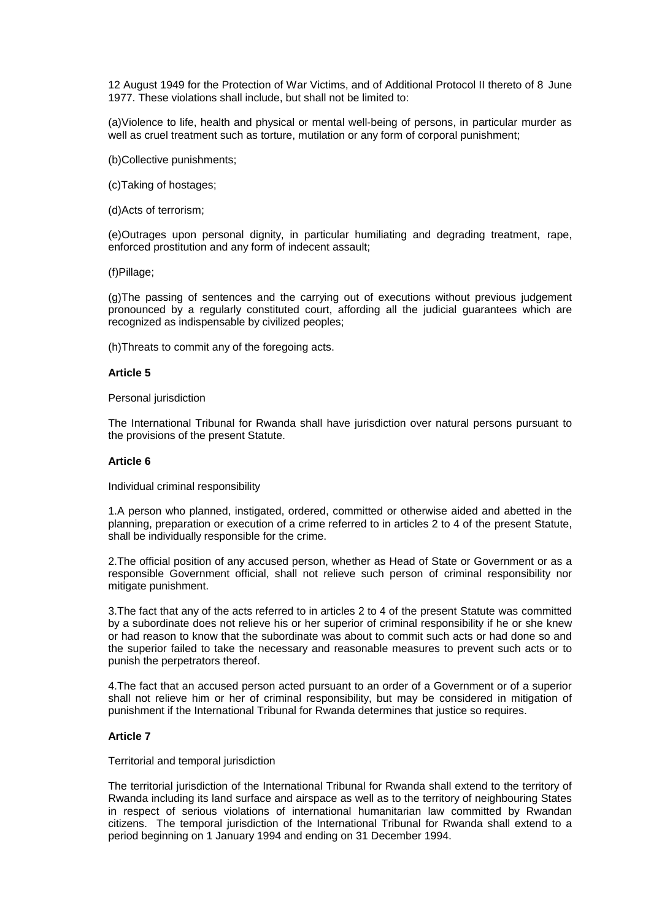12 August 1949 for the Protection of War Victims, and of Additional Protocol II thereto of 8 June 1977. These violations shall include, but shall not be limited to:

(a)Violence to life, health and physical or mental well-being of persons, in particular murder as well as cruel treatment such as torture, mutilation or any form of corporal punishment;

(b)Collective punishments;

(c)Taking of hostages;

(d)Acts of terrorism;

(e)Outrages upon personal dignity, in particular humiliating and degrading treatment, rape, enforced prostitution and any form of indecent assault;

(f)Pillage;

(g)The passing of sentences and the carrying out of executions without previous judgement pronounced by a regularly constituted court, affording all the judicial guarantees which are recognized as indispensable by civilized peoples;

(h)Threats to commit any of the foregoing acts.

**Article 5**

Personal jurisdiction

The International Tribunal for Rwanda shall have jurisdiction over natural persons pursuant to the provisions of the present Statute.

**Article 6**

Individual criminal responsibility

1.A person who planned, instigated, ordered, committed or otherwise aided and abetted in the planning, preparation or execution of a crime referred to in articles 2 to 4 of the present Statute, shall be individually responsible for the crime.

2.The official position of any accused person, whether as Head of State or Government or as a responsible Government official, shall not relieve such person of criminal responsibility nor mitigate punishment.

3.The fact that any of the acts referred to in articles 2 to 4 of the present Statute was committed by a subordinate does not relieve his or her superior of criminal responsibility if he or she knew or had reason to know that the subordinate was about to commit such acts or had done so and the superior failed to take the necessary and reasonable measures to prevent such acts or to punish the perpetrators thereof.

4.The fact that an accused person acted pursuant to an order of a Government or of a superior shall not relieve him or her of criminal responsibility, but may be considered in mitigation of punishment if the International Tribunal for Rwanda determines that justice so requires.

**Article 7**

Territorial and temporal jurisdiction

The territorial jurisdiction of the International Tribunal for Rwanda shall extend to the territory of Rwanda including its land surface and airspace as well as to the territory of neighbouring States in respect of serious violations of international humanitarian law committed by Rwandan citizens. The temporal jurisdiction of the International Tribunal for Rwanda shall extend to a period beginning on 1 January 1994 and ending on 31 December 1994.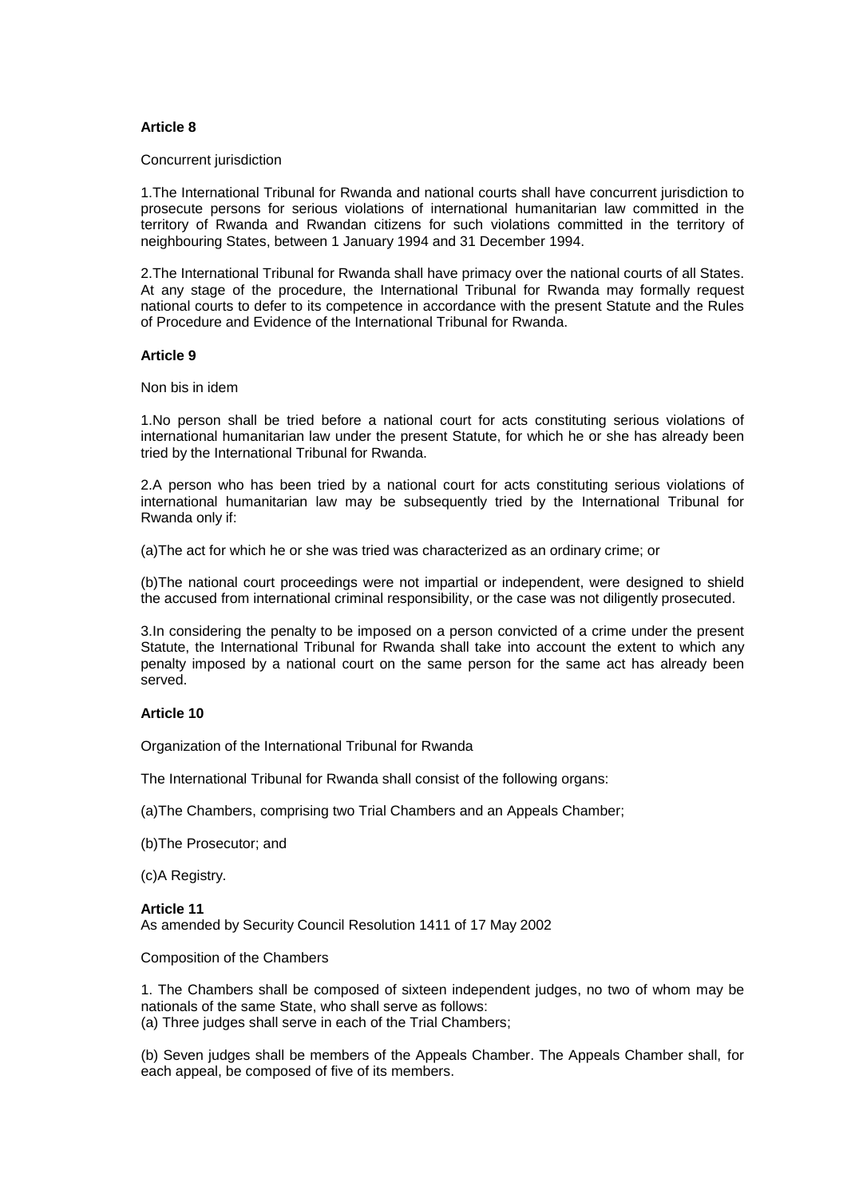**Article 8**

Concurrent jurisdiction

1.The International Tribunal for Rwanda and national courts shall have concurrent jurisdiction to prosecute persons for serious violations of international humanitarian law committed in the territory of Rwanda and Rwandan citizens for such violations committed in the territory of neighbouring States, between 1 January 1994 and 31 December 1994.

2.The International Tribunal for Rwanda shall have primacy over the national courts of all States. At any stage of the procedure, the International Tribunal for Rwanda may formally request national courts to defer to its competence in accordance with the present Statute and the Rules of Procedure and Evidence of the International Tribunal for Rwanda.

**Article 9**

Non bis in idem

1.No person shall be tried before a national court for acts constituting serious violations of international humanitarian law under the present Statute, for which he or she has already been tried by the International Tribunal for Rwanda.

2.A person who has been tried by a national court for acts constituting serious violations of international humanitarian law may be subsequently tried by the International Tribunal for Rwanda only if:

(a)The act for which he or she was tried was characterized as an ordinary crime; or

(b)The national court proceedings were not impartial or independent, were designed to shield the accused from international criminal responsibility, or the case was not diligently prosecuted.

3.In considering the penalty to be imposed on a person convicted of a crime under the present Statute, the International Tribunal for Rwanda shall take into account the extent to which any penalty imposed by a national court on the same person for the same act has already been served.

**Article 10**

Organization of the International Tribunal for Rwanda

The International Tribunal for Rwanda shall consist of the following organs:

(a)The Chambers, comprising two Trial Chambers and an Appeals Chamber;

(b)The Prosecutor; and

(c)A Registry.

**Article 11**
As amended by Security Council Resolution 1411 of 17 May 2002

Composition of the Chambers

1. The Chambers shall be composed of sixteen independent judges, no two of whom may be nationals of the same State, who shall serve as follows:
(a) Three judges shall serve in each of the Trial Chambers;

(b) Seven judges shall be members of the Appeals Chamber. The Appeals Chamber shall, for each appeal, be composed of five of its members.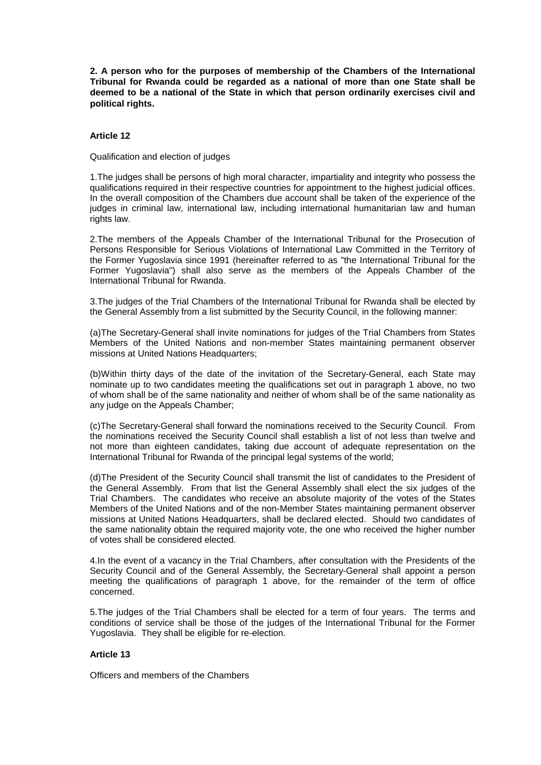**2. A person who for the purposes of membership of the Chambers of the International Tribunal for Rwanda could be regarded as a national of more than one State shall be deemed to be a national of the State in which that person ordinarily exercises civil and political rights.**

**Article 12**

Qualification and election of judges

1.The judges shall be persons of high moral character, impartiality and integrity who possess the qualifications required in their respective countries for appointment to the highest judicial offices. In the overall composition of the Chambers due account shall be taken of the experience of the judges in criminal law, international law, including international humanitarian law and human rights law.

2.The members of the Appeals Chamber of the International Tribunal for the Prosecution of Persons Responsible for Serious Violations of International Law Committed in the Territory of the Former Yugoslavia since 1991 (hereinafter referred to as "the International Tribunal for the Former Yugoslavia") shall also serve as the members of the Appeals Chamber of the International Tribunal for Rwanda.

3.The judges of the Trial Chambers of the International Tribunal for Rwanda shall be elected by the General Assembly from a list submitted by the Security Council, in the following manner:

(a)The Secretary-General shall invite nominations for judges of the Trial Chambers from States Members of the United Nations and non-member States maintaining permanent observer missions at United Nations Headquarters;

(b)Within thirty days of the date of the invitation of the Secretary-General, each State may nominate up to two candidates meeting the qualifications set out in paragraph 1 above, no two of whom shall be of the same nationality and neither of whom shall be of the same nationality as any judge on the Appeals Chamber;

(c)The Secretary-General shall forward the nominations received to the Security Council. From the nominations received the Security Council shall establish a list of not less than twelve and not more than eighteen candidates, taking due account of adequate representation on the International Tribunal for Rwanda of the principal legal systems of the world;

(d)The President of the Security Council shall transmit the list of candidates to the President of the General Assembly. From that list the General Assembly shall elect the six judges of the Trial Chambers. The candidates who receive an absolute majority of the votes of the States Members of the United Nations and of the non-Member States maintaining permanent observer missions at United Nations Headquarters, shall be declared elected. Should two candidates of the same nationality obtain the required majority vote, the one who received the higher number of votes shall be considered elected.

4.In the event of a vacancy in the Trial Chambers, after consultation with the Presidents of the Security Council and of the General Assembly, the Secretary-General shall appoint a person meeting the qualifications of paragraph 1 above, for the remainder of the term of office concerned.

5.The judges of the Trial Chambers shall be elected for a term of four years. The terms and conditions of service shall be those of the judges of the International Tribunal for the Former Yugoslavia. They shall be eligible for re-election.

**Article 13**

Officers and members of the Chambers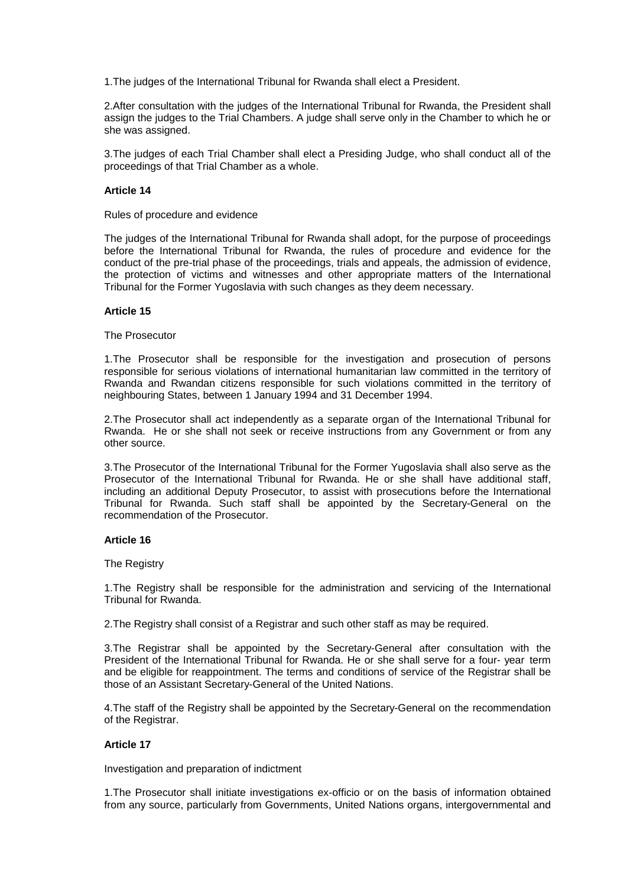1.The judges of the International Tribunal for Rwanda shall elect a President.

2.After consultation with the judges of the International Tribunal for Rwanda, the President shall assign the judges to the Trial Chambers. A judge shall serve only in the Chamber to which he or she was assigned.

3.The judges of each Trial Chamber shall elect a Presiding Judge, who shall conduct all of the proceedings of that Trial Chamber as a whole.

**Article 14**

Rules of procedure and evidence

The judges of the International Tribunal for Rwanda shall adopt, for the purpose of proceedings before the International Tribunal for Rwanda, the rules of procedure and evidence for the conduct of the pre-trial phase of the proceedings, trials and appeals, the admission of evidence, the protection of victims and witnesses and other appropriate matters of the International Tribunal for the Former Yugoslavia with such changes as they deem necessary.

**Article 15**

The Prosecutor

1.The Prosecutor shall be responsible for the investigation and prosecution of persons responsible for serious violations of international humanitarian law committed in the territory of Rwanda and Rwandan citizens responsible for such violations committed in the territory of neighbouring States, between 1 January 1994 and 31 December 1994.

2.The Prosecutor shall act independently as a separate organ of the International Tribunal for Rwanda. He or she shall not seek or receive instructions from any Government or from any other source.

3.The Prosecutor of the International Tribunal for the Former Yugoslavia shall also serve as the Prosecutor of the International Tribunal for Rwanda. He or she shall have additional staff, including an additional Deputy Prosecutor, to assist with prosecutions before the International Tribunal for Rwanda. Such staff shall be appointed by the Secretary-General on the recommendation of the Prosecutor.

**Article 16**

The Registry

1.The Registry shall be responsible for the administration and servicing of the International Tribunal for Rwanda.

2.The Registry shall consist of a Registrar and such other staff as may be required.

3.The Registrar shall be appointed by the Secretary-General after consultation with the President of the International Tribunal for Rwanda. He or she shall serve for a four- year term and be eligible for reappointment. The terms and conditions of service of the Registrar shall be those of an Assistant Secretary-General of the United Nations.

4.The staff of the Registry shall be appointed by the Secretary-General on the recommendation of the Registrar.

**Article 17**

Investigation and preparation of indictment

1.The Prosecutor shall initiate investigations ex-officio or on the basis of information obtained from any source, particularly from Governments, United Nations organs, intergovernmental and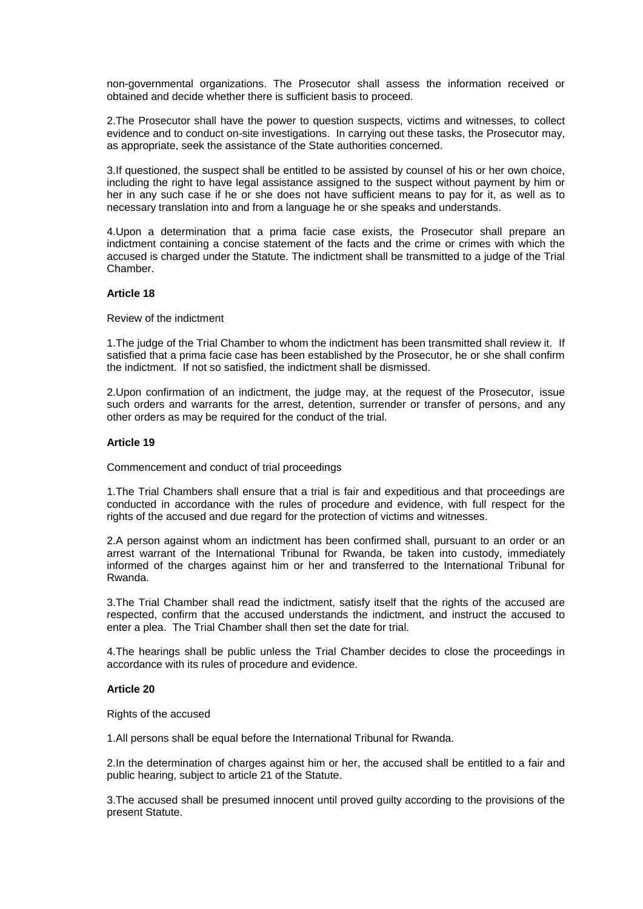non-governmental organizations. The Prosecutor shall assess the information received or obtained and decide whether there is sufficient basis to proceed.

2.The Prosecutor shall have the power to question suspects, victims and witnesses, to collect evidence and to conduct on-site investigations. In carrying out these tasks, the Prosecutor may, as appropriate, seek the assistance of the State authorities concerned.

3.If questioned, the suspect shall be entitled to be assisted by counsel of his or her own choice, including the right to have legal assistance assigned to the suspect without payment by him or her in any such case if he or she does not have sufficient means to pay for it, as well as to necessary translation into and from a language he or she speaks and understands.

4.Upon a determination that a prima facie case exists, the Prosecutor shall prepare an indictment containing a concise statement of the facts and the crime or crimes with which the accused is charged under the Statute. The indictment shall be transmitted to a judge of the Trial Chamber.

**Article 18**

Review of the indictment

1.The judge of the Trial Chamber to whom the indictment has been transmitted shall review it. If satisfied that a prima facie case has been established by the Prosecutor, he or she shall confirm the indictment. If not so satisfied, the indictment shall be dismissed.

2.Upon confirmation of an indictment, the judge may, at the request of the Prosecutor, issue such orders and warrants for the arrest, detention, surrender or transfer of persons, and any other orders as may be required for the conduct of the trial.

**Article 19**

Commencement and conduct of trial proceedings

1.The Trial Chambers shall ensure that a trial is fair and expeditious and that proceedings are conducted in accordance with the rules of procedure and evidence, with full respect for the rights of the accused and due regard for the protection of victims and witnesses.

2.A person against whom an indictment has been confirmed shall, pursuant to an order or an arrest warrant of the International Tribunal for Rwanda, be taken into custody, immediately informed of the charges against him or her and transferred to the International Tribunal for Rwanda.

3.The Trial Chamber shall read the indictment, satisfy itself that the rights of the accused are respected, confirm that the accused understands the indictment, and instruct the accused to enter a plea. The Trial Chamber shall then set the date for trial.

4.The hearings shall be public unless the Trial Chamber decides to close the proceedings in accordance with its rules of procedure and evidence.

**Article 20**

Rights of the accused

1.All persons shall be equal before the International Tribunal for Rwanda.

2.In the determination of charges against him or her, the accused shall be entitled to a fair and public hearing, subject to article 21 of the Statute.

3.The accused shall be presumed innocent until proved guilty according to the provisions of the present Statute.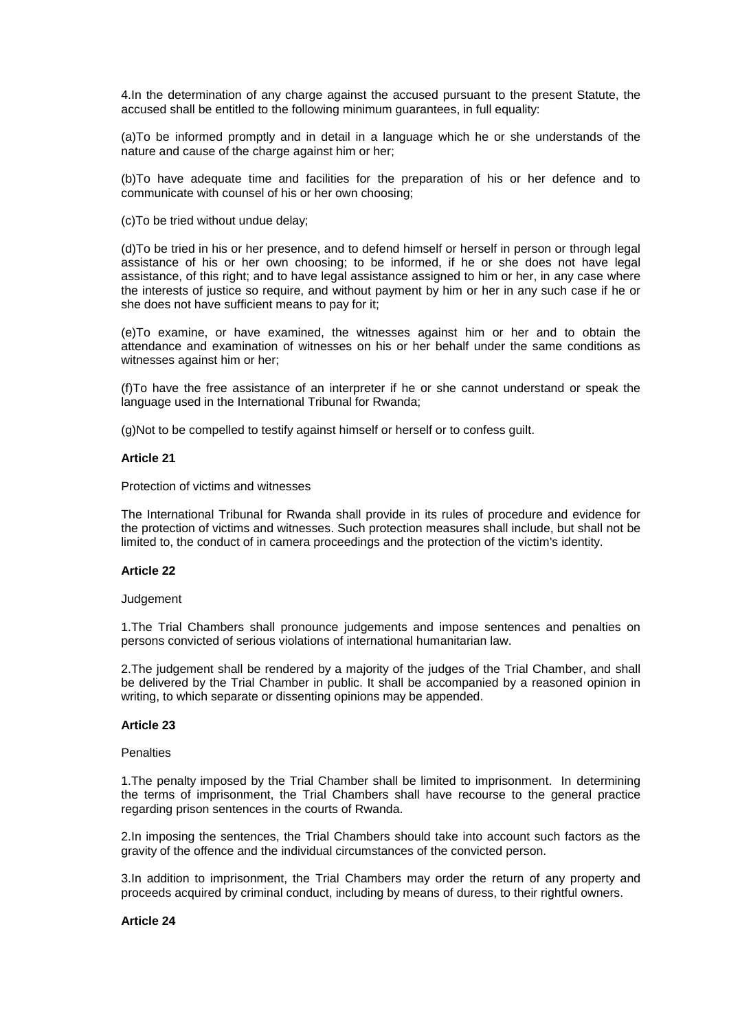4.In the determination of any charge against the accused pursuant to the present Statute, the accused shall be entitled to the following minimum guarantees, in full equality:

(a)To be informed promptly and in detail in a language which he or she understands of the nature and cause of the charge against him or her;

(b)To have adequate time and facilities for the preparation of his or her defence and to communicate with counsel of his or her own choosing;

(c)To be tried without undue delay;

(d)To be tried in his or her presence, and to defend himself or herself in person or through legal assistance of his or her own choosing; to be informed, if he or she does not have legal assistance, of this right; and to have legal assistance assigned to him or her, in any case where the interests of justice so require, and without payment by him or her in any such case if he or she does not have sufficient means to pay for it;

(e)To examine, or have examined, the witnesses against him or her and to obtain the attendance and examination of witnesses on his or her behalf under the same conditions as witnesses against him or her;

(f)To have the free assistance of an interpreter if he or she cannot understand or speak the language used in the International Tribunal for Rwanda;

(g)Not to be compelled to testify against himself or herself or to confess guilt.

**Article 21**

Protection of victims and witnesses

The International Tribunal for Rwanda shall provide in its rules of procedure and evidence for the protection of victims and witnesses. Such protection measures shall include, but shall not be limited to, the conduct of in camera proceedings and the protection of the victim's identity.

**Article 22**

Judgement

1.The Trial Chambers shall pronounce judgements and impose sentences and penalties on persons convicted of serious violations of international humanitarian law.

2.The judgement shall be rendered by a majority of the judges of the Trial Chamber, and shall be delivered by the Trial Chamber in public. It shall be accompanied by a reasoned opinion in writing, to which separate or dissenting opinions may be appended.

**Article 23**

Penalties

1.The penalty imposed by the Trial Chamber shall be limited to imprisonment. In determining the terms of imprisonment, the Trial Chambers shall have recourse to the general practice regarding prison sentences in the courts of Rwanda.

2.In imposing the sentences, the Trial Chambers should take into account such factors as the gravity of the offence and the individual circumstances of the convicted person.

3.In addition to imprisonment, the Trial Chambers may order the return of any property and proceeds acquired by criminal conduct, including by means of duress, to their rightful owners.

**Article 24**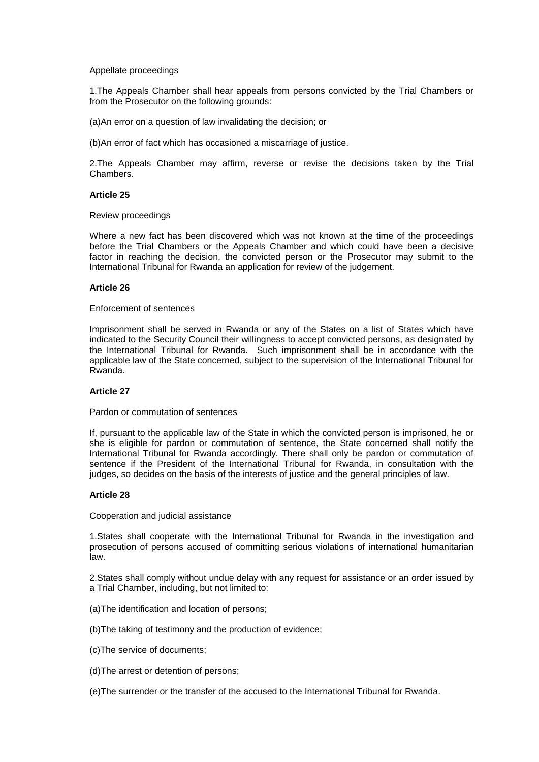Appellate proceedings

1.The Appeals Chamber shall hear appeals from persons convicted by the Trial Chambers or from the Prosecutor on the following grounds:

(a)An error on a question of law invalidating the decision; or

(b)An error of fact which has occasioned a miscarriage of justice.

2.The Appeals Chamber may affirm, reverse or revise the decisions taken by the Trial Chambers.

**Article 25**

Review proceedings

Where a new fact has been discovered which was not known at the time of the proceedings before the Trial Chambers or the Appeals Chamber and which could have been a decisive factor in reaching the decision, the convicted person or the Prosecutor may submit to the International Tribunal for Rwanda an application for review of the judgement.

**Article 26**

Enforcement of sentences

Imprisonment shall be served in Rwanda or any of the States on a list of States which have indicated to the Security Council their willingness to accept convicted persons, as designated by the International Tribunal for Rwanda. Such imprisonment shall be in accordance with the applicable law of the State concerned, subject to the supervision of the International Tribunal for Rwanda.

**Article 27**

Pardon or commutation of sentences

If, pursuant to the applicable law of the State in which the convicted person is imprisoned, he or she is eligible for pardon or commutation of sentence, the State concerned shall notify the International Tribunal for Rwanda accordingly. There shall only be pardon or commutation of sentence if the President of the International Tribunal for Rwanda, in consultation with the judges, so decides on the basis of the interests of justice and the general principles of law.

**Article 28**

Cooperation and judicial assistance

1.States shall cooperate with the International Tribunal for Rwanda in the investigation and prosecution of persons accused of committing serious violations of international humanitarian law.

2.States shall comply without undue delay with any request for assistance or an order issued by a Trial Chamber, including, but not limited to:

(a)The identification and location of persons;

(b)The taking of testimony and the production of evidence;

(c)The service of documents;

(d)The arrest or detention of persons;

(e)The surrender or the transfer of the accused to the International Tribunal for Rwanda.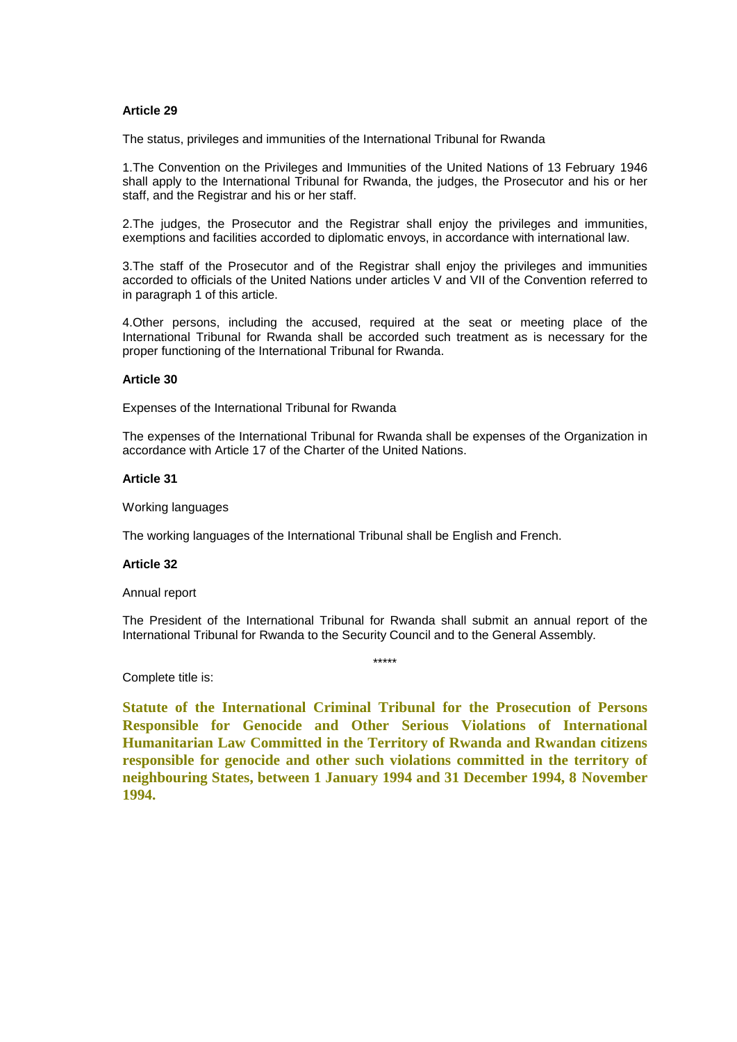**Article 29**

The status, privileges and immunities of the International Tribunal for Rwanda

1.The Convention on the Privileges and Immunities of the United Nations of 13 February 1946 shall apply to the International Tribunal for Rwanda, the judges, the Prosecutor and his or her staff, and the Registrar and his or her staff.

2.The judges, the Prosecutor and the Registrar shall enjoy the privileges and immunities, exemptions and facilities accorded to diplomatic envoys, in accordance with international law.

3.The staff of the Prosecutor and of the Registrar shall enjoy the privileges and immunities accorded to officials of the United Nations under articles V and VII of the Convention referred to in paragraph 1 of this article.

4.Other persons, including the accused, required at the seat or meeting place of the International Tribunal for Rwanda shall be accorded such treatment as is necessary for the proper functioning of the International Tribunal for Rwanda.

**Article 30**

Expenses of the International Tribunal for Rwanda

The expenses of the International Tribunal for Rwanda shall be expenses of the Organization in accordance with Article 17 of the Charter of the United Nations.

**Article 31**

Working languages

The working languages of the International Tribunal shall be English and French.

**Article 32**

Annual report

The President of the International Tribunal for Rwanda shall submit an annual report of the International Tribunal for Rwanda to the Security Council and to the General Assembly.

*****

Complete title is:

**Statute of the International Criminal Tribunal for the Prosecution of Persons Responsible for Genocide and Other Serious Violations of International Humanitarian Law Committed in the Territory of Rwanda and Rwandan citizens responsible for genocide and other such violations committed in the territory of neighbouring States, between 1 January 1994 and 31 December 1994, 8 November 1994.**